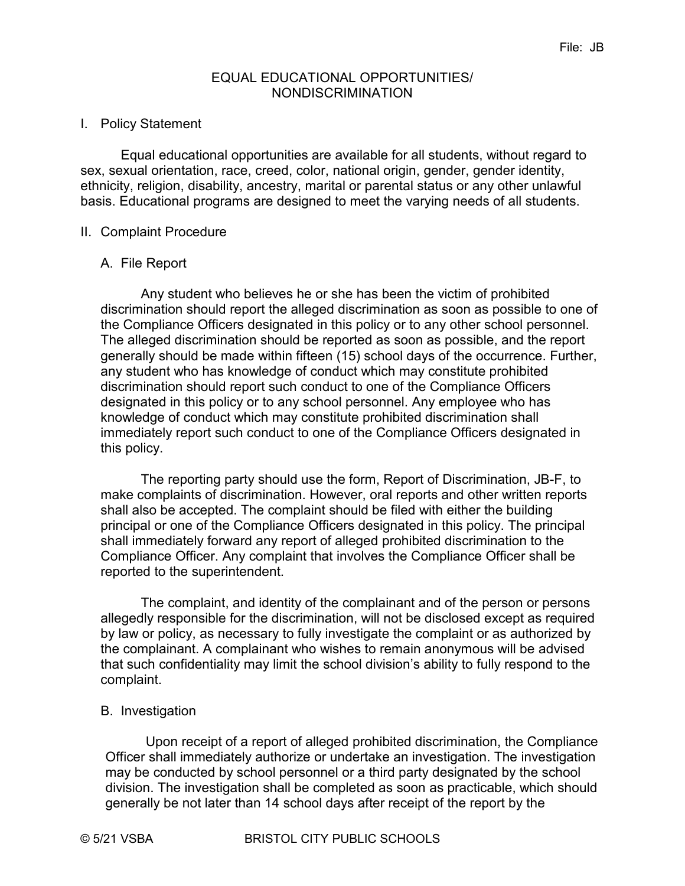# EQUAL EDUCATIONAL OPPORTUNITIES/ NONDISCRIMINATION

## I. Policy Statement

Equal educational opportunities are available for all students, without regard to sex, sexual orientation, race, creed, color, national origin, gender, gender identity, ethnicity, religion, disability, ancestry, marital or parental status or any other unlawful basis. Educational programs are designed to meet the varying needs of all students.

## II. Complaint Procedure

### A. File Report

Any student who believes he or she has been the victim of prohibited discrimination should report the alleged discrimination as soon as possible to one of the Compliance Officers designated in this policy or to any other school personnel. The alleged discrimination should be reported as soon as possible, and the report generally should be made within fifteen (15) school days of the occurrence. Further, any student who has knowledge of conduct which may constitute prohibited discrimination should report such conduct to one of the Compliance Officers designated in this policy or to any school personnel. Any employee who has knowledge of conduct which may constitute prohibited discrimination shall immediately report such conduct to one of the Compliance Officers designated in this policy.

The reporting party should use the form, Report of Discrimination, JB-F, to make complaints of discrimination. However, oral reports and other written reports shall also be accepted. The complaint should be filed with either the building principal or one of the Compliance Officers designated in this policy. The principal shall immediately forward any report of alleged prohibited discrimination to the Compliance Officer. Any complaint that involves the Compliance Officer shall be reported to the superintendent.

The complaint, and identity of the complainant and of the person or persons allegedly responsible for the discrimination, will not be disclosed except as required by law or policy, as necessary to fully investigate the complaint or as authorized by the complainant. A complainant who wishes to remain anonymous will be advised that such confidentiality may limit the school division's ability to fully respond to the complaint.

### B. Investigation

Upon receipt of a report of alleged prohibited discrimination, the Compliance Officer shall immediately authorize or undertake an investigation. The investigation may be conducted by school personnel or a third party designated by the school division. The investigation shall be completed as soon as practicable, which should generally be not later than 14 school days after receipt of the report by the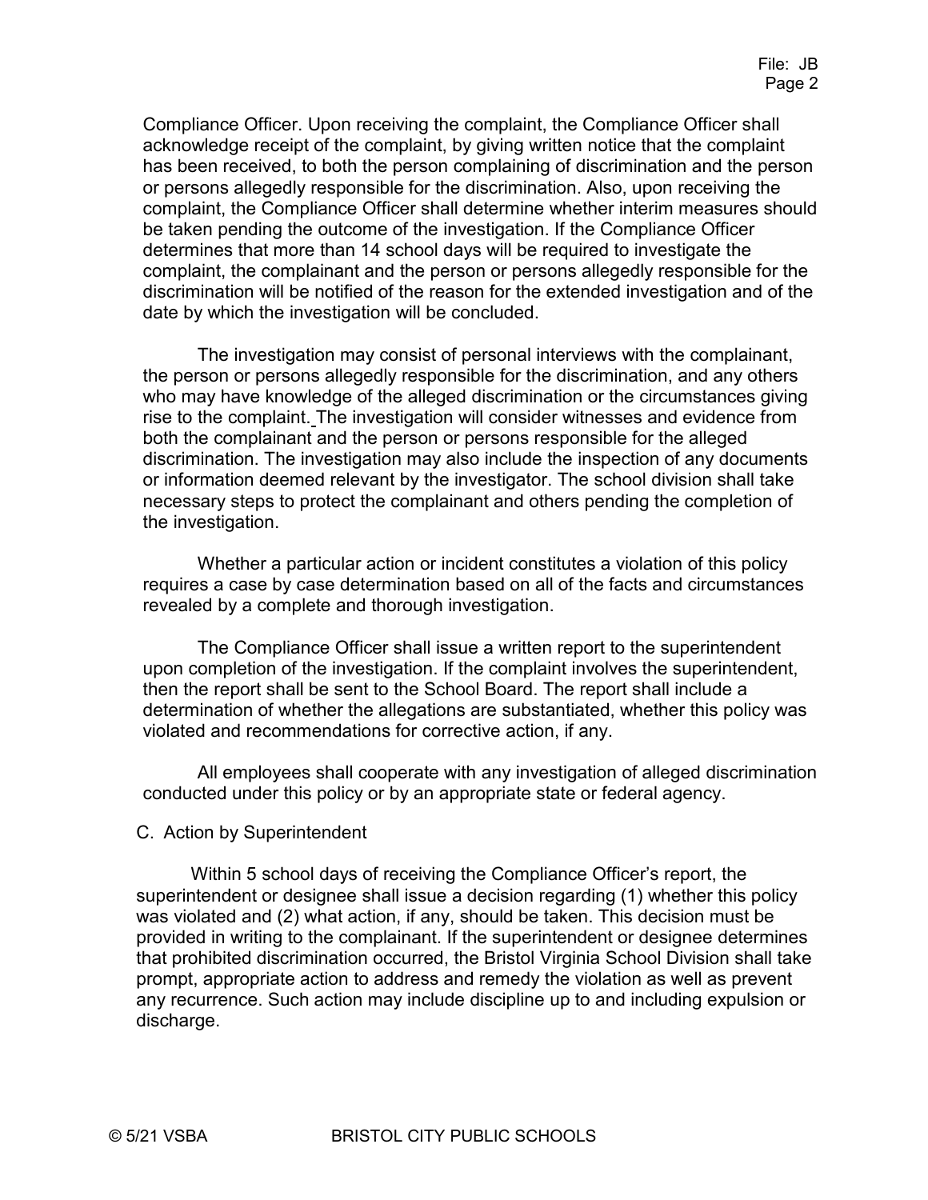Compliance Officer. Upon receiving the complaint, the Compliance Officer shall acknowledge receipt of the complaint, by giving written notice that the complaint has been received, to both the person complaining of discrimination and the person or persons allegedly responsible for the discrimination. Also, upon receiving the complaint, the Compliance Officer shall determine whether interim measures should be taken pending the outcome of the investigation. If the Compliance Officer determines that more than 14 school days will be required to investigate the complaint, the complainant and the person or persons allegedly responsible for the discrimination will be notified of the reason for the extended investigation and of the date by which the investigation will be concluded.

The investigation may consist of personal interviews with the complainant, the person or persons allegedly responsible for the discrimination, and any others who may have knowledge of the alleged discrimination or the circumstances giving rise to the complaint. The investigation will consider witnesses and evidence from both the complainant and the person or persons responsible for the alleged discrimination. The investigation may also include the inspection of any documents or information deemed relevant by the investigator. The school division shall take necessary steps to protect the complainant and others pending the completion of the investigation.

Whether a particular action or incident constitutes a violation of this policy requires a case by case determination based on all of the facts and circumstances revealed by a complete and thorough investigation.

The Compliance Officer shall issue a written report to the superintendent upon completion of the investigation. If the complaint involves the superintendent, then the report shall be sent to the School Board. The report shall include a determination of whether the allegations are substantiated, whether this policy was violated and recommendations for corrective action, if any.

All employees shall cooperate with any investigation of alleged discrimination conducted under this policy or by an appropriate state or federal agency.

C. Action by Superintendent

Within 5 school days of receiving the Compliance Officer's report, the superintendent or designee shall issue a decision regarding (1) whether this policy was violated and (2) what action, if any, should be taken. This decision must be provided in writing to the complainant. If the superintendent or designee determines that prohibited discrimination occurred, the Bristol Virginia School Division shall take prompt, appropriate action to address and remedy the violation as well as prevent any recurrence. Such action may include discipline up to and including expulsion or discharge.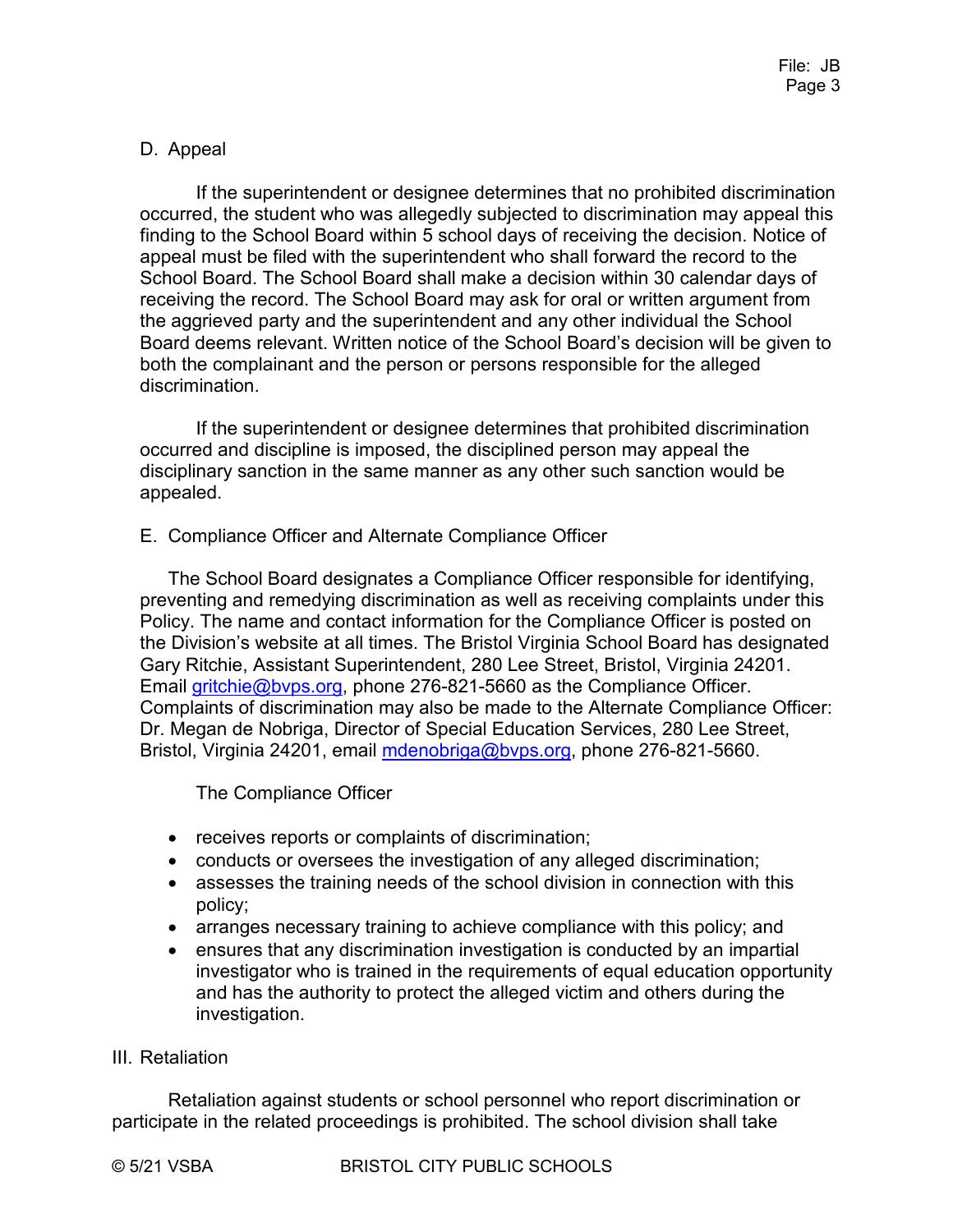D. Appeal

If the superintendent or designee determines that no prohibited discrimination occurred, the student who was allegedly subjected to discrimination may appeal this finding to the School Board within 5 school days of receiving the decision. Notice of appeal must be filed with the superintendent who shall forward the record to the School Board. The School Board shall make a decision within 30 calendar days of receiving the record. The School Board may ask for oral or written argument from the aggrieved party and the superintendent and any other individual the School Board deems relevant. Written notice of the School Board's decision will be given to both the complainant and the person or persons responsible for the alleged discrimination.

If the superintendent or designee determines that prohibited discrimination occurred and discipline is imposed, the disciplined person may appeal the disciplinary sanction in the same manner as any other such sanction would be appealed.

E. Compliance Officer and Alternate Compliance Officer

The School Board designates a Compliance Officer responsible for identifying, preventing and remedying discrimination as well as receiving complaints under this Policy. The name and contact information for the Compliance Officer is posted on the Division's website at all times. The Bristol Virginia School Board has designated Gary Ritchie, Assistant Superintendent, 280 Lee Street, Bristol, Virginia 24201. Email gritchie@bvps.org, phone 276-821-5660 as the Compliance Officer. Complaints of discrimination may also be made to the Alternate Compliance Officer: Dr. Megan de Nobriga, Director of Special Education Services, 280 Lee Street, Bristol, Virginia 24201, email mdenobriga@bvps.org, phone 276-821-5660.

The Compliance Officer

- receives reports or complaints of discrimination;
- conducts or oversees the investigation of any alleged discrimination;
- assesses the training needs of the school division in connection with this policy;
- arranges necessary training to achieve compliance with this policy; and
- ensures that any discrimination investigation is conducted by an impartial investigator who is trained in the requirements of equal education opportunity and has the authority to protect the alleged victim and others during the investigation.

III. Retaliation

Retaliation against students or school personnel who report discrimination or participate in the related proceedings is prohibited. The school division shall take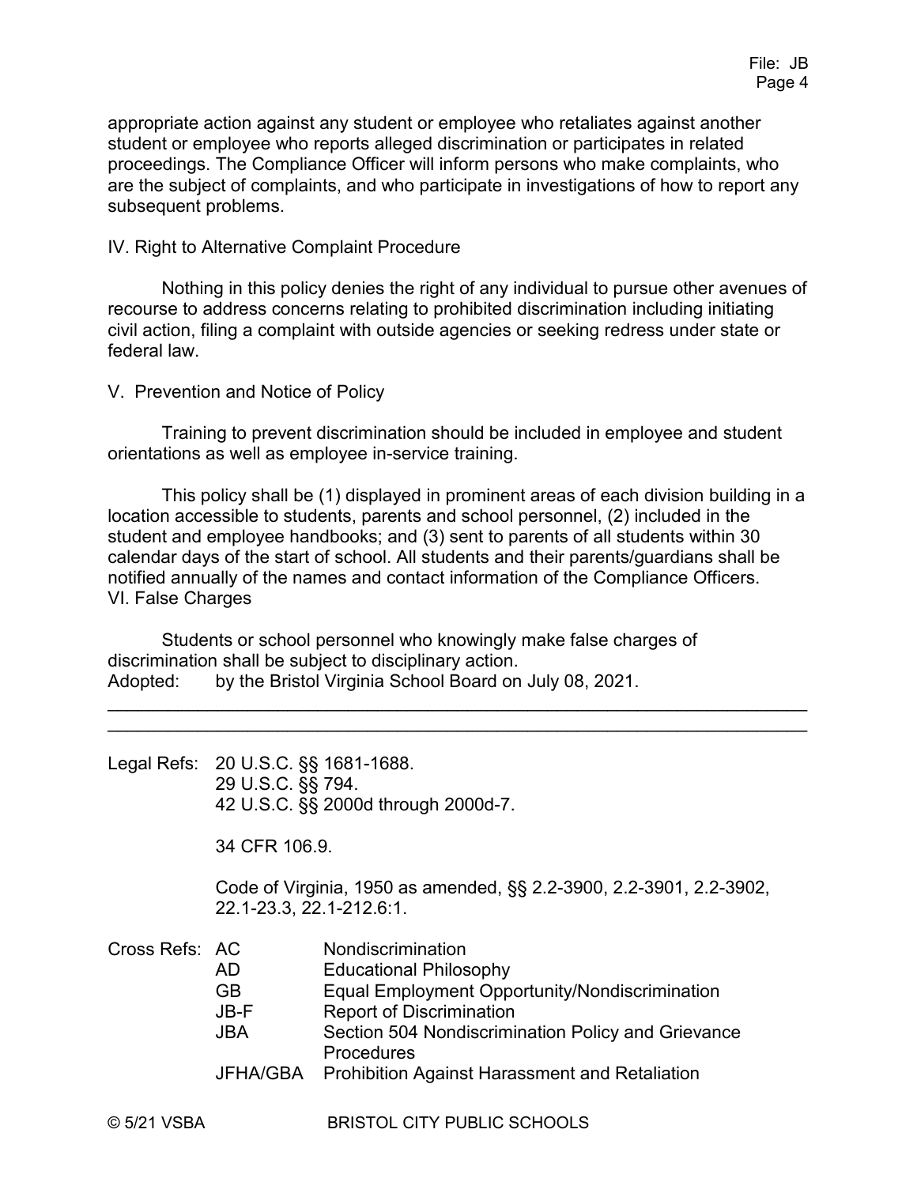appropriate action against any student or employee who retaliates against another student or employee who reports alleged discrimination or participates in related proceedings. The Compliance Officer will inform persons who make complaints, who are the subject of complaints, and who participate in investigations of how to report any subsequent problems.

## IV. Right to Alternative Complaint Procedure

Nothing in this policy denies the right of any individual to pursue other avenues of recourse to address concerns relating to prohibited discrimination including initiating civil action, filing a complaint with outside agencies or seeking redress under state or federal law.

## V. Prevention and Notice of Policy

Training to prevent discrimination should be included in employee and student orientations as well as employee in-service training.

This policy shall be (1) displayed in prominent areas of each division building in a location accessible to students, parents and school personnel, (2) included in the student and employee handbooks; and (3) sent to parents of all students within 30 calendar days of the start of school. All students and their parents/guardians shall be notified annually of the names and contact information of the Compliance Officers.

## VI. False Charges

Students or school personnel who knowingly make false charges of discrimination shall be subject to disciplinary action.

Adopted: by the Bristol Virginia School Board on July 08, 2021.

---

Legal Refs: 20 U.S.C. §§ 1681-1688.
29 U.S.C. §§ 794.
42 U.S.C. §§ 2000d through 2000d-7.

34 CFR 106.9.

Code of Virginia, 1950 as amended, §§ 2.2-3900, 2.2-3901, 2.2-3902, 22.1-23.3, 22.1-212.6:1.

| | | |
|---|---|---|
| Cross Refs: | AC | Nondiscrimination |
| | AD | Educational Philosophy |
| | GB | Equal Employment Opportunity/Nondiscrimination |
| | JB-F | Report of Discrimination |
| | JBA | Section 504 Nondiscrimination Policy and Grievance Procedures |
| | JFHA/GBA | Prohibition Against Harassment and Retaliation |

© 5/21 VSBA BRISTOL CITY PUBLIC SCHOOLS